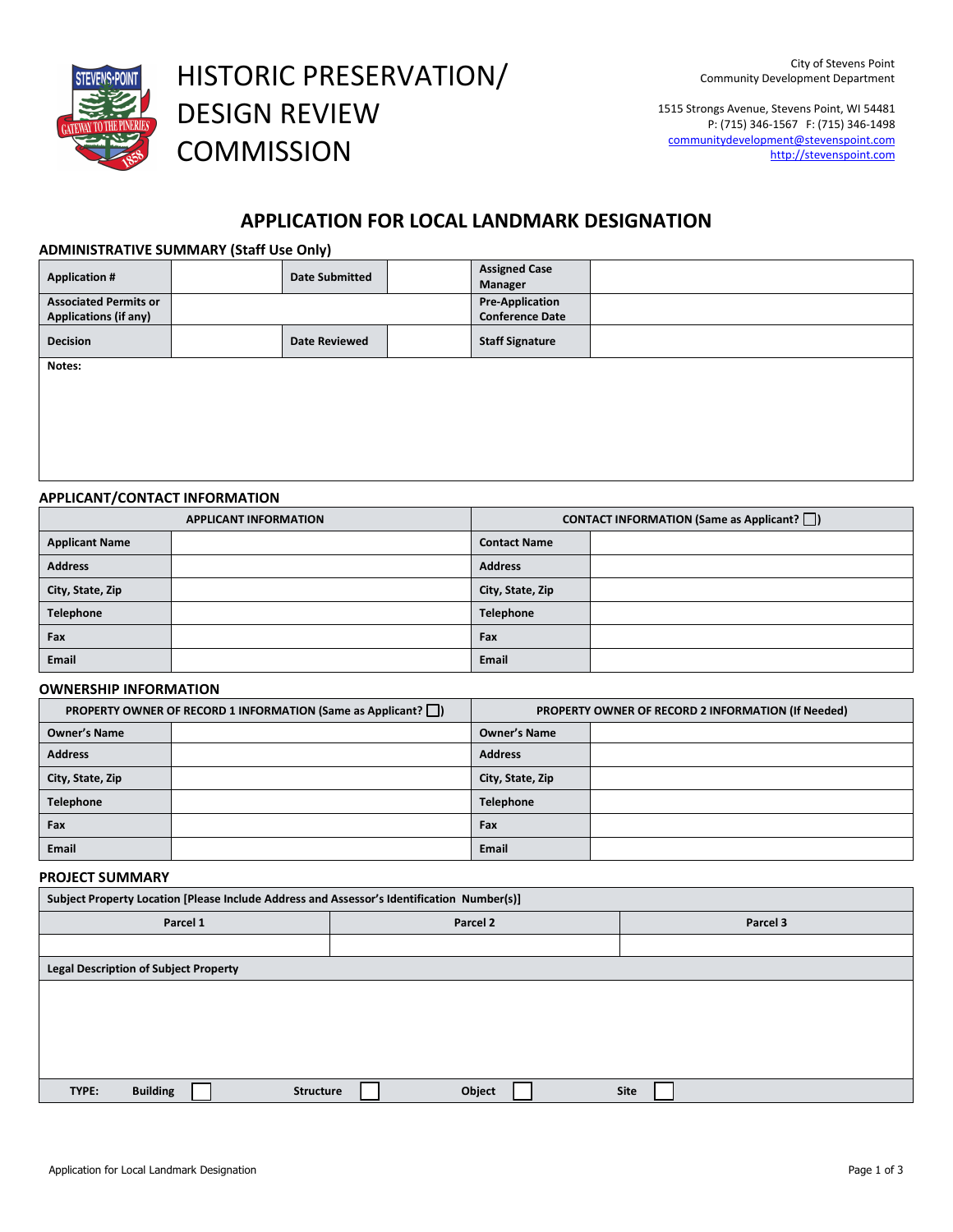# HISTORIC PRESERVATION/ DESIGN REVIEW COMMISSION

City of Stevens Point
Community Development Department

1515 Strongs Avenue, Stevens Point, WI 54481
P: (715) 346-1567 F: (715) 346-1498
communitydevelopment@stevenspoint.com
http://stevenspoint.com

## APPLICATION FOR LOCAL LANDMARK DESIGNATION

### ADMINISTRATIVE SUMMARY (Staff Use Only)

| Application # | | Date Submitted | | Assigned Case Manager | |
|---|---|---|---|---|---|
| Associated Permits or Applications (if any) | | | | Pre-Application Conference Date | |
| Decision | | Date Reviewed | | Staff Signature | |
| Notes: | | | | | |

### APPLICANT/CONTACT INFORMATION

| APPLICANT INFORMATION | | CONTACT INFORMATION (Same as Applicant? ☐) | |
|---|---|---|---|
| Applicant Name | | Contact Name | |
| Address | | Address | |
| City, State, Zip | | City, State, Zip | |
| Telephone | | Telephone | |
| Fax | | Fax | |
| Email | | Email | |

### OWNERSHIP INFORMATION

| PROPERTY OWNER OF RECORD 1 INFORMATION (Same as Applicant? ☐) | | PROPERTY OWNER OF RECORD 2 INFORMATION (If Needed) | |
|---|---|---|---|
| Owner's Name | | Owner's Name | |
| Address | | Address | |
| City, State, Zip | | City, State, Zip | |
| Telephone | | Telephone | |
| Fax | | Fax | |
| Email | | Email | |

### PROJECT SUMMARY

| Subject Property Location [Please Include Address and Assessor's Identification Number(s)] | | |
|---|---|---|
| Parcel 1 | Parcel 2 | Parcel 3 |
| | | |
| Legal Description of Subject Property | | |
| | | |
| TYPE: Building ☐ | Structure ☐ Object ☐ | Site ☐ |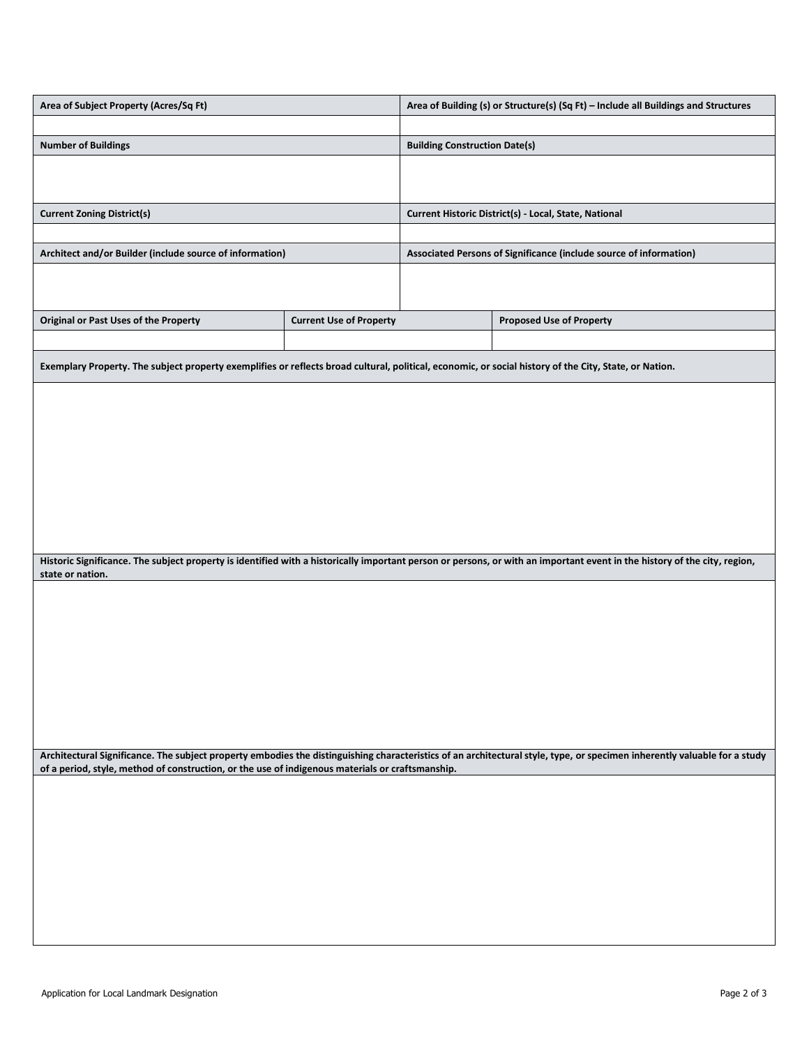| Area of Subject Property (Acres/Sq Ft) | Area of Building (s) or Structure(s) (Sq Ft) – Include all Buildings and Structures |
|---|---|
| | |

| Number of Buildings | Building Construction Date(s) |
|---|---|
| | |

| Current Zoning District(s) | Current Historic District(s) - Local, State, National |
|---|---|
| | |

| Architect and/or Builder (include source of information) | Associated Persons of Significance (include source of information) |
|---|---|
| | |

| Original or Past Uses of the Property | Current Use of Property | Proposed Use of Property |
|---|---|---|
| | | |

| Exemplary Property. The subject property exemplifies or reflects broad cultural, political, economic, or social history of the City, State, or Nation. |
|---|
| |

| Historic Significance. The subject property is identified with a historically important person or persons, or with an important event in the history of the city, region, state or nation. |
|---|
| |

| Architectural Significance. The subject property embodies the distinguishing characteristics of an architectural style, type, or specimen inherently valuable for a study of a period, style, method of construction, or the use of indigenous materials or craftsmanship. |
|---|
| |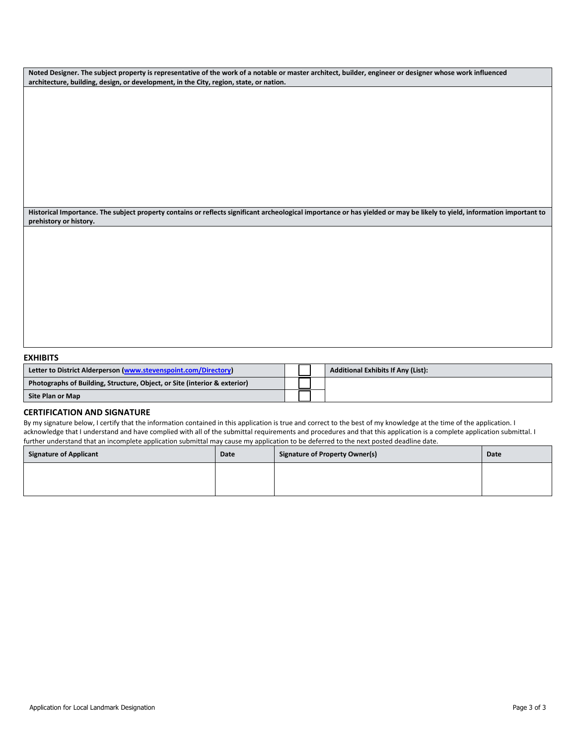| **Noted Designer. The subject property is representative of the work of a notable or master architect, builder, engineer or designer whose work influenced architecture, building, design, or development, in the City, region, state, or nation.** |
|---|
| |

| **Historical Importance. The subject property contains or reflects significant archeological importance or has yielded or may be likely to yield, information important to prehistory or history.** |
|---|
| |

## EXHIBITS

| **Letter to District Alderperson ([www.stevenspoint.com/Directory](www.stevenspoint.com/Directory))** | ☐ | **Additional Exhibits If Any (List):** |
|---|---|---|
| **Photographs of Building, Structure, Object, or Site (interior & exterior)** | ☐ | |
| **Site Plan or Map** | ☐ | |

## CERTIFICATION AND SIGNATURE

By my signature below, I certify that the information contained in this application is true and correct to the best of my knowledge at the time of the application. I acknowledge that I understand and have complied with all of the submittal requirements and procedures and that this application is a complete application submittal. I further understand that an incomplete application submittal may cause my application to be deferred to the next posted deadline date.

| **Signature of Applicant** | **Date** | **Signature of Property Owner(s)** | **Date** |
|---|---|---|---|
| | | | |